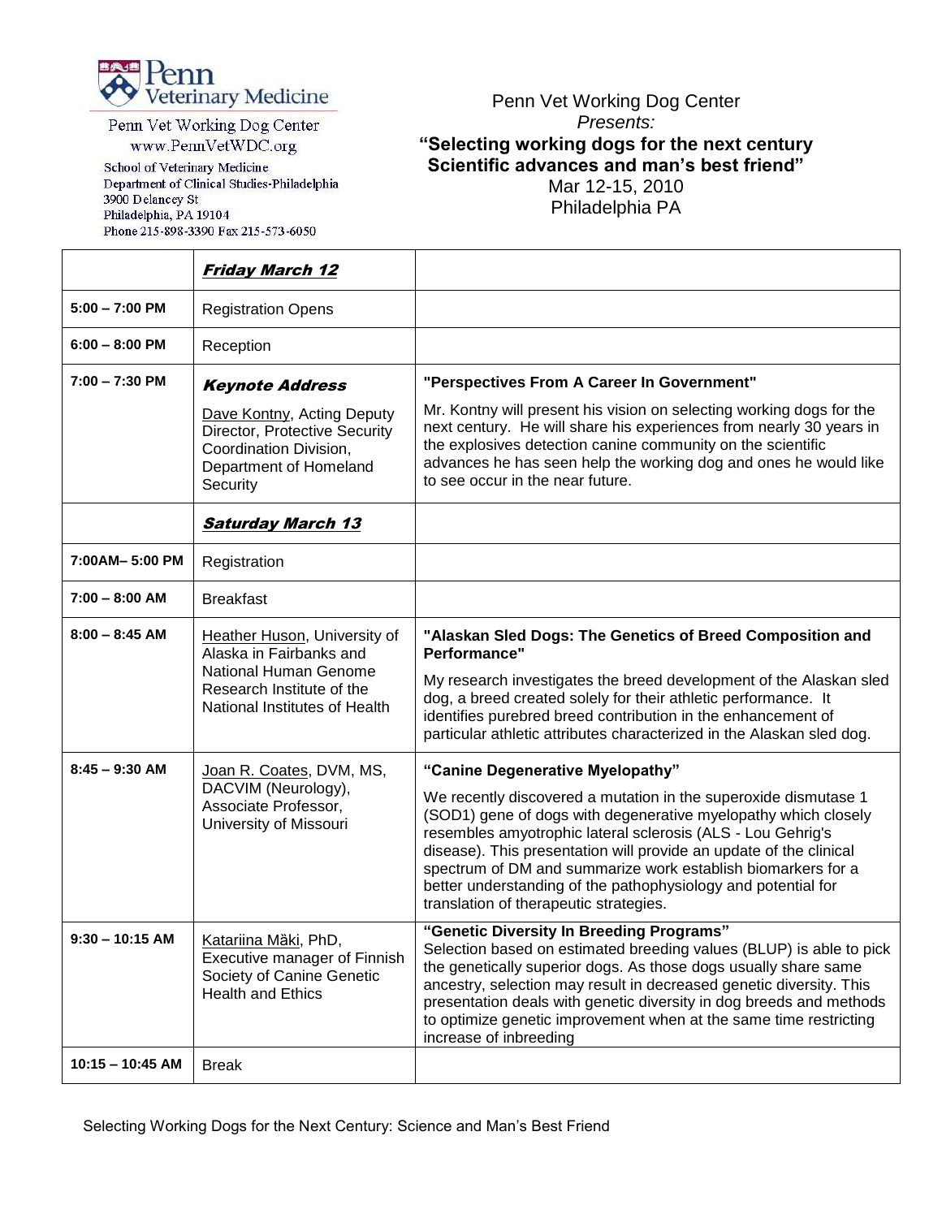Penn Veterinary Medicine

Penn Vet Working Dog Center
www.PennVetWDC.org

School of Veterinary Medicine
Department of Clinical Studies-Philadelphia
3900 Delancey St
Philadelphia, PA 19104
Phone 215-898-3390 Fax 215-573-6050

Penn Vet Working Dog Center
*Presents:*
**"Selecting working dogs for the next century Scientific advances and man's best friend"**
Mar 12-15, 2010
Philadelphia PA

| | ***Friday March 12*** | |
|---|---|---|
| **5:00 – 7:00 PM** | Registration Opens | |
| **6:00 – 8:00 PM** | Reception | |
| **7:00 – 7:30 PM** | ***Keynote Address*** Dave Kontny, Acting Deputy Director, Protective Security Coordination Division, Department of Homeland Security | **"Perspectives From A Career In Government"** Mr. Kontny will present his vision on selecting working dogs for the next century. He will share his experiences from nearly 30 years in the explosives detection canine community on the scientific advances he has seen help the working dog and ones he would like to see occur in the near future. |
| | ***Saturday March 13*** | |
| **7:00AM– 5:00 PM** | Registration | |
| **7:00 – 8:00 AM** | Breakfast | |
| **8:00 – 8:45 AM** | Heather Huson, University of Alaska in Fairbanks and National Human Genome Research Institute of the National Institutes of Health | **"Alaskan Sled Dogs: The Genetics of Breed Composition and Performance"** My research investigates the breed development of the Alaskan sled dog, a breed created solely for their athletic performance. It identifies purebred breed contribution in the enhancement of particular athletic attributes characterized in the Alaskan sled dog. |
| **8:45 – 9:30 AM** | Joan R. Coates, DVM, MS, DACVIM (Neurology), Associate Professor, University of Missouri | **"Canine Degenerative Myelopathy"** We recently discovered a mutation in the superoxide dismutase 1 (SOD1) gene of dogs with degenerative myelopathy which closely resembles amyotrophic lateral sclerosis (ALS - Lou Gehrig's disease). This presentation will provide an update of the clinical spectrum of DM and summarize work establish biomarkers for a better understanding of the pathophysiology and potential for translation of therapeutic strategies. |
| **9:30 – 10:15 AM** | Katariina Màki, PhD, Executive manager of Finnish Society of Canine Genetic Health and Ethics | **"Genetic Diversity In Breeding Programs"** Selection based on estimated breeding values (BLUP) is able to pick the genetically superior dogs. As those dogs usually share same ancestry, selection may result in decreased genetic diversity. This presentation deals with genetic diversity in dog breeds and methods to optimize genetic improvement when at the same time restricting increase of inbreeding |
| **10:15 – 10:45 AM** | Break | |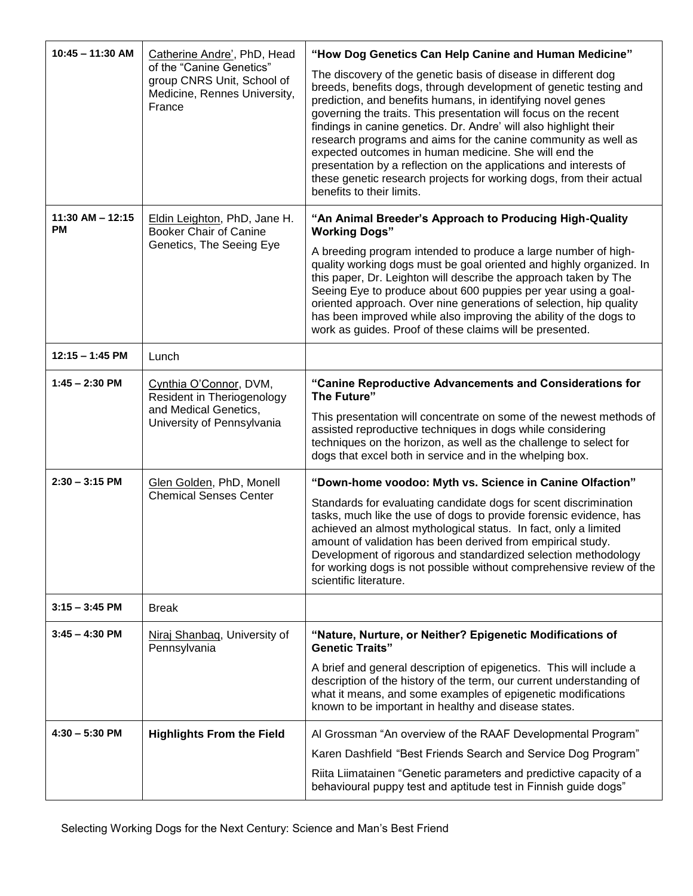| | | |
|---|---|---|
| 10:45 – 11:30 AM | Catherine Andre', PhD, Head of the "Canine Genetics" group CNRS Unit, School of Medicine, Rennes University, France | **"How Dog Genetics Can Help Canine and Human Medicine"**<br>The discovery of the genetic basis of disease in different dog breeds, benefits dogs, through development of genetic testing and prediction, and benefits humans, in identifying novel genes governing the traits. This presentation will focus on the recent findings in canine genetics. Dr. Andre' will also highlight their research programs and aims for the canine community as well as expected outcomes in human medicine. She will end the presentation by a reflection on the applications and interests of these genetic research projects for working dogs, from their actual benefits to their limits. |
| 11:30 AM – 12:15 PM | Eldin Leighton, PhD, Jane H. Booker Chair of Canine Genetics, The Seeing Eye | **"An Animal Breeder's Approach to Producing High-Quality Working Dogs"**<br>A breeding program intended to produce a large number of high-quality working dogs must be goal oriented and highly organized. In this paper, Dr. Leighton will describe the approach taken by The Seeing Eye to produce about 600 puppies per year using a goal-oriented approach. Over nine generations of selection, hip quality has been improved while also improving the ability of the dogs to work as guides. Proof of these claims will be presented. |
| 12:15 – 1:45 PM | Lunch | |
| 1:45 – 2:30 PM | Cynthia O'Connor, DVM, Resident in Theriogenology and Medical Genetics, University of Pennsylvania | **"Canine Reproductive Advancements and Considerations for The Future"**<br>This presentation will concentrate on some of the newest methods of assisted reproductive techniques in dogs while considering techniques on the horizon, as well as the challenge to select for dogs that excel both in service and in the whelping box. |
| 2:30 – 3:15 PM | Glen Golden, PhD, Monell Chemical Senses Center | **"Down-home voodoo: Myth vs. Science in Canine Olfaction"**<br>Standards for evaluating candidate dogs for scent discrimination tasks, much like the use of dogs to provide forensic evidence, has achieved an almost mythological status. In fact, only a limited amount of validation has been derived from empirical study. Development of rigorous and standardized selection methodology for working dogs is not possible without comprehensive review of the scientific literature. |
| 3:15 – 3:45 PM | Break | |
| 3:45 – 4:30 PM | Niraj Shanbag, University of Pennsylvania | **"Nature, Nurture, or Neither? Epigenetic Modifications of Genetic Traits"**<br>A brief and general description of epigenetics. This will include a description of the history of the term, our current understanding of what it means, and some examples of epigenetic modifications known to be important in healthy and disease states. |
| 4:30 – 5:30 PM | **Highlights From the Field** | Al Grossman "An overview of the RAAF Developmental Program"<br>Karen Dashfield "Best Friends Search and Service Dog Program"<br>Riita Liimatainen "Genetic parameters and predictive capacity of a behavioural puppy test and aptitude test in Finnish guide dogs" |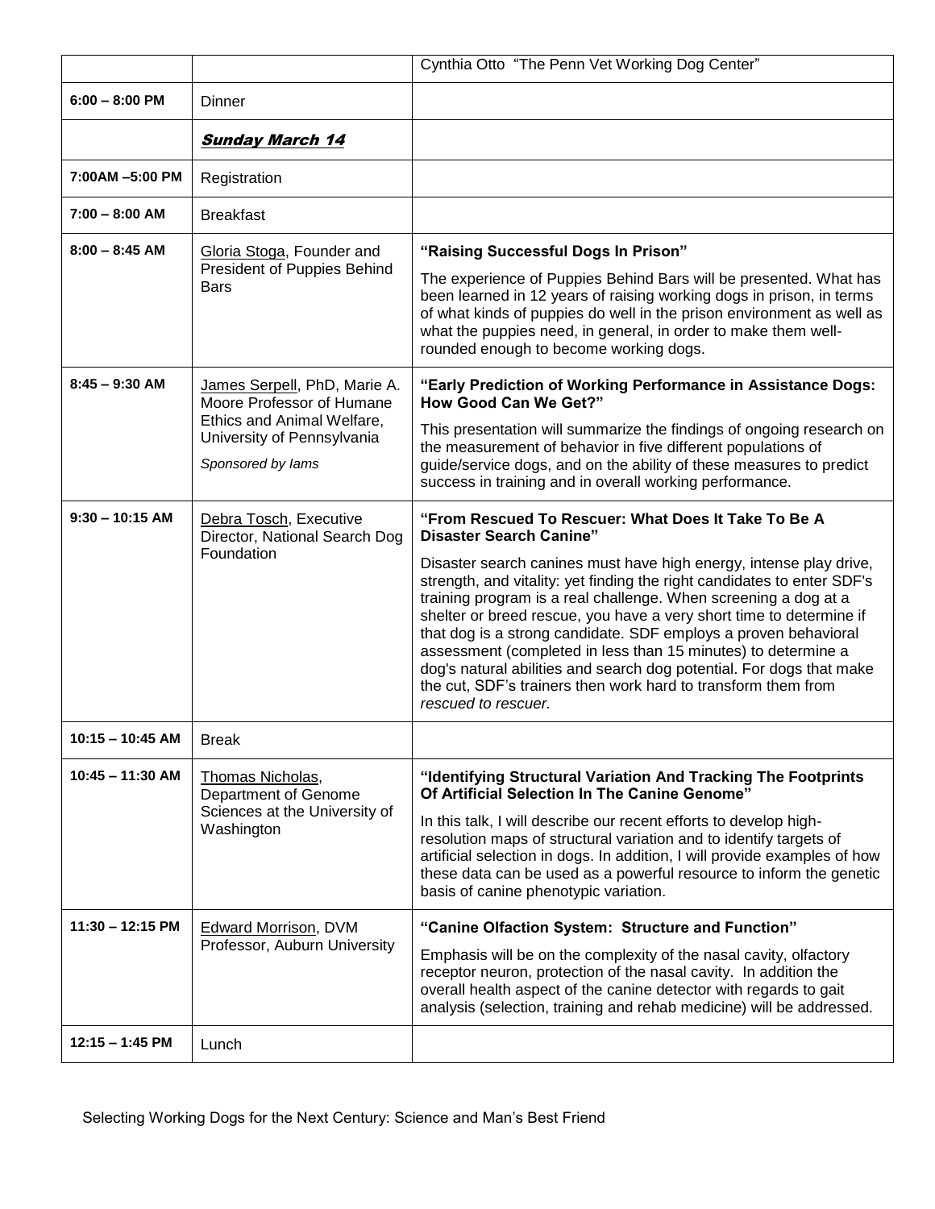| | | |
|---|---|---|
| | | Cynthia Otto "The Penn Vet Working Dog Center" |
| **6:00 – 8:00 PM** | Dinner | |
| | ***Sunday March 14*** | |
| **7:00AM –5:00 PM** | Registration | |
| **7:00 – 8:00 AM** | Breakfast | |
| **8:00 – 8:45 AM** | Gloria Stoga, Founder and President of Puppies Behind Bars | **"Raising Successful Dogs In Prison"**<br><br>The experience of Puppies Behind Bars will be presented. What has been learned in 12 years of raising working dogs in prison, in terms of what kinds of puppies do well in the prison environment as well as what the puppies need, in general, in order to make them well-rounded enough to become working dogs. |
| **8:45 – 9:30 AM** | James Serpell, PhD, Marie A. Moore Professor of Humane Ethics and Animal Welfare, University of Pennsylvania<br><br>*Sponsored by Iams* | **"Early Prediction of Working Performance in Assistance Dogs: How Good Can We Get?"**<br><br>This presentation will summarize the findings of ongoing research on the measurement of behavior in five different populations of guide/service dogs, and on the ability of these measures to predict success in training and in overall working performance. |
| **9:30 – 10:15 AM** | Debra Tosch, Executive Director, National Search Dog Foundation | **"From Rescued To Rescuer: What Does It Take To Be A Disaster Search Canine"**<br><br>Disaster search canines must have high energy, intense play drive, strength, and vitality: yet finding the right candidates to enter SDF's training program is a real challenge. When screening a dog at a shelter or breed rescue, you have a very short time to determine if that dog is a strong candidate. SDF employs a proven behavioral assessment (completed in less than 15 minutes) to determine a dog's natural abilities and search dog potential. For dogs that make the cut, SDF's trainers then work hard to transform them from *rescued to rescuer.* |
| **10:15 – 10:45 AM** | Break | |
| **10:45 – 11:30 AM** | Thomas Nicholas, Department of Genome Sciences at the University of Washington | **"Identifying Structural Variation And Tracking The Footprints Of Artificial Selection In The Canine Genome"**<br><br>In this talk, I will describe our recent efforts to develop high-resolution maps of structural variation and to identify targets of artificial selection in dogs. In addition, I will provide examples of how these data can be used as a powerful resource to inform the genetic basis of canine phenotypic variation. |
| **11:30 – 12:15 PM** | Edward Morrison, DVM Professor, Auburn University | **"Canine Olfaction System: Structure and Function"**<br><br>Emphasis will be on the complexity of the nasal cavity, olfactory receptor neuron, protection of the nasal cavity. In addition the overall health aspect of the canine detector with regards to gait analysis (selection, training and rehab medicine) will be addressed. |
| **12:15 – 1:45 PM** | Lunch | |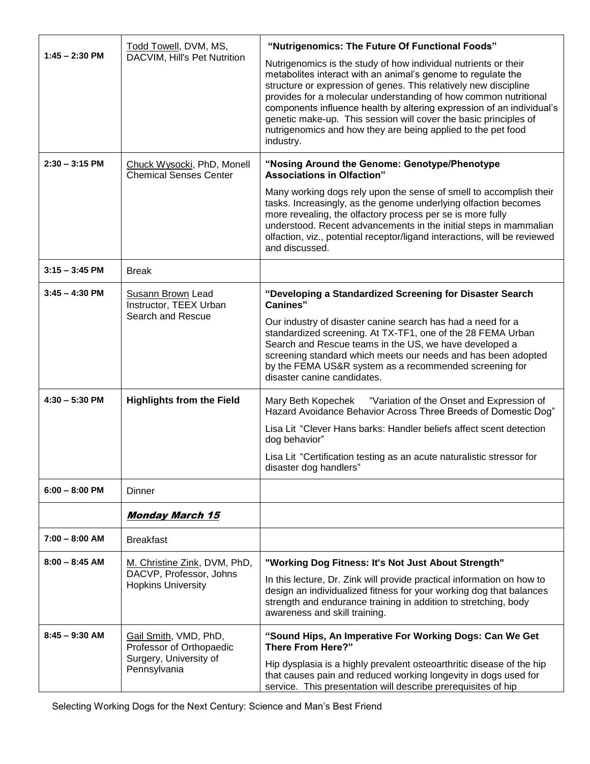| | | |
|---|---|---|
| **1:45 – 2:30 PM** | Todd Towell, DVM, MS, DACVIM, Hill's Pet Nutrition | **"Nutrigenomics: The Future Of Functional Foods"**<br><br>Nutrigenomics is the study of how individual nutrients or their metabolites interact with an animal's genome to regulate the structure or expression of genes. This relatively new discipline provides for a molecular understanding of how common nutritional components influence health by altering expression of an individual's genetic make-up. This session will cover the basic principles of nutrigenomics and how they are being applied to the pet food industry. |
| **2:30 – 3:15 PM** | Chuck Wysocki, PhD, Monell Chemical Senses Center | **"Nosing Around the Genome: Genotype/Phenotype Associations in Olfaction"**<br><br>Many working dogs rely upon the sense of smell to accomplish their tasks. Increasingly, as the genome underlying olfaction becomes more revealing, the olfactory process per se is more fully understood. Recent advancements in the initial steps in mammalian olfaction, viz., potential receptor/ligand interactions, will be reviewed and discussed. |
| **3:15 – 3:45 PM** | Break | |
| **3:45 – 4:30 PM** | Susann Brown Lead Instructor, TEEX Urban Search and Rescue | **"Developing a Standardized Screening for Disaster Search Canines"**<br><br>Our industry of disaster canine search has had a need for a standardized screening. At TX-TF1, one of the 28 FEMA Urban Search and Rescue teams in the US, we have developed a screening standard which meets our needs and has been adopted by the FEMA US&R system as a recommended screening for disaster canine candidates. |
| **4:30 – 5:30 PM** | **Highlights from the Field** | Mary Beth Kopechek "Variation of the Onset and Expression of Hazard Avoidance Behavior Across Three Breeds of Domestic Dog"<br><br>Lisa Lit "Clever Hans barks: Handler beliefs affect scent detection dog behavior"<br><br>Lisa Lit "Certification testing as an acute naturalistic stressor for disaster dog handlers" |
| **6:00 – 8:00 PM** | Dinner | |
| | ***Monday March 15*** | |
| **7:00 – 8:00 AM** | Breakfast | |
| **8:00 – 8:45 AM** | M. Christine Zink, DVM, PhD, DACVP, Professor, Johns Hopkins University | **"Working Dog Fitness: It's Not Just About Strength"**<br><br>In this lecture, Dr. Zink will provide practical information on how to design an individualized fitness for your working dog that balances strength and endurance training in addition to stretching, body awareness and skill training. |
| **8:45 – 9:30 AM** | Gail Smith, VMD, PhD, Professor of Orthopaedic Surgery, University of Pennsylvania | **"Sound Hips, An Imperative For Working Dogs: Can We Get There From Here?"**<br><br>Hip dysplasia is a highly prevalent osteoarthritic disease of the hip that causes pain and reduced working longevity in dogs used for service. This presentation will describe prerequisites of hip |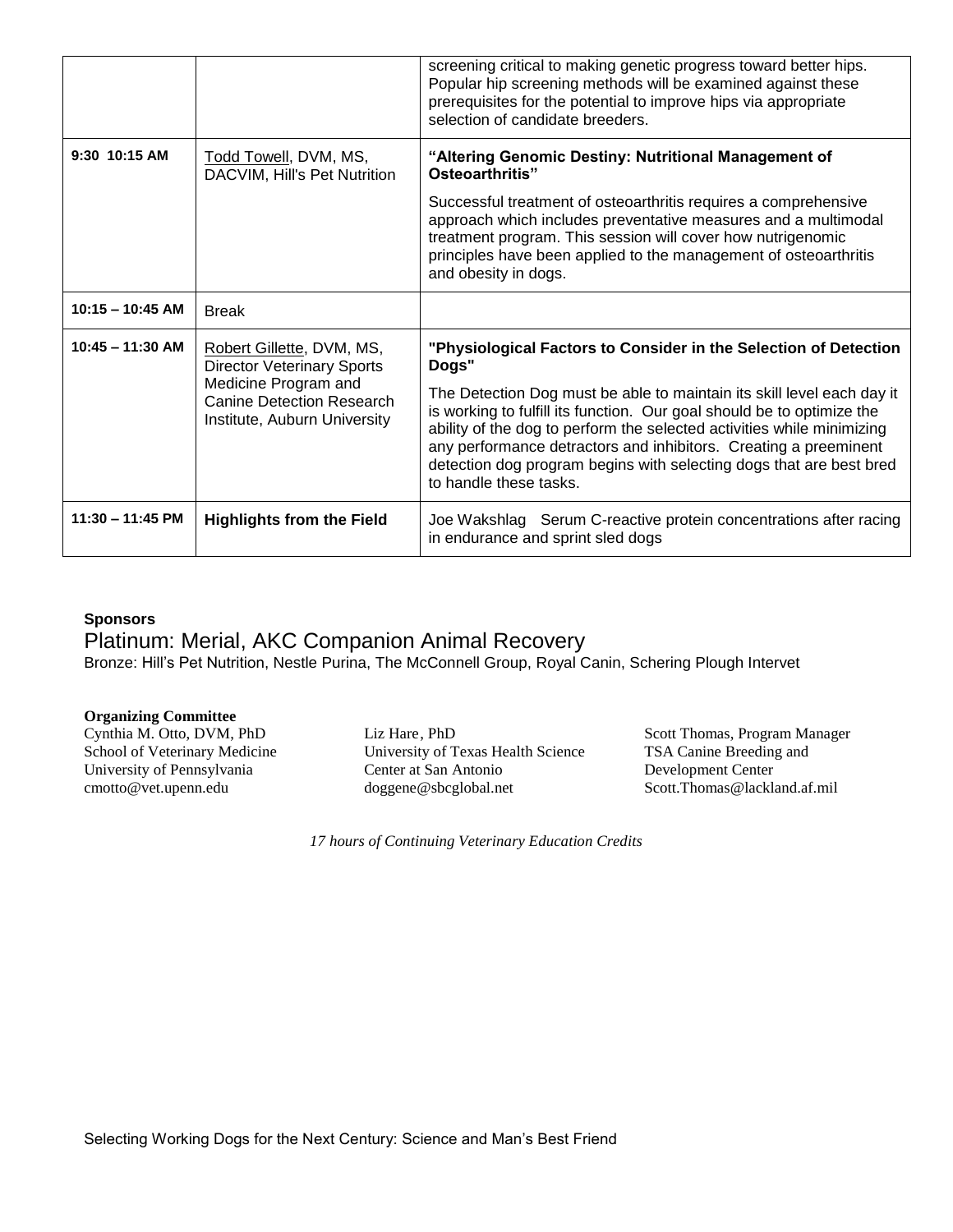| | | |
|---|---|---|
| | | screening critical to making genetic progress toward better hips. Popular hip screening methods will be examined against these prerequisites for the potential to improve hips via appropriate selection of candidate breeders. |
| **9:30 10:15 AM** | Todd Towell, DVM, MS, DACVIM, Hill's Pet Nutrition | **"Altering Genomic Destiny: Nutritional Management of Osteoarthritis"** Successful treatment of osteoarthritis requires a comprehensive approach which includes preventative measures and a multimodal treatment program. This session will cover how nutrigenomic principles have been applied to the management of osteoarthritis and obesity in dogs. |
| **10:15 – 10:45 AM** | Break | |
| **10:45 – 11:30 AM** | Robert Gillette, DVM, MS, Director Veterinary Sports Medicine Program and Canine Detection Research Institute, Auburn University | **"Physiological Factors to Consider in the Selection of Detection Dogs"** The Detection Dog must be able to maintain its skill level each day it is working to fulfill its function. Our goal should be to optimize the ability of the dog to perform the selected activities while minimizing any performance detractors and inhibitors. Creating a preeminent detection dog program begins with selecting dogs that are best bred to handle these tasks. |
| **11:30 – 11:45 PM** | **Highlights from the Field** | Joe Wakshlag Serum C-reactive protein concentrations after racing in endurance and sprint sled dogs |

**Sponsors**

Platinum: Merial, AKC Companion Animal Recovery

Bronze: Hill's Pet Nutrition, Nestle Purina, The McConnell Group, Royal Canin, Schering Plough Intervet

**Organizing Committee**

Cynthia M. Otto, DVM, PhD
School of Veterinary Medicine
University of Pennsylvania
cmotto@vet.upenn.edu

Liz Hare, PhD
University of Texas Health Science Center at San Antonio
doggene@sbcglobal.net

Scott Thomas, Program Manager
TSA Canine Breeding and Development Center
Scott.Thomas@lackland.af.mil

*17 hours of Continuing Veterinary Education Credits*